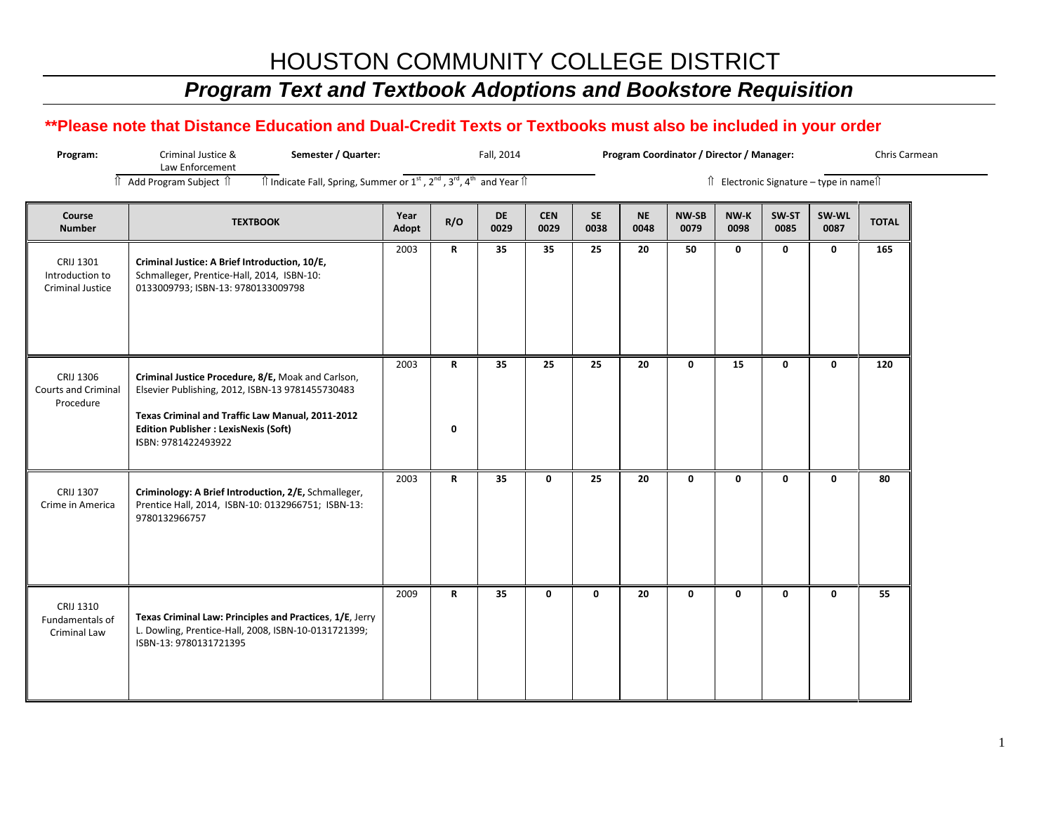# HOUSTON COMMUNITY COLLEGE DISTRICT

## *Program Text and Textbook Adoptions and Bookstore Requisition*

**\*\*Please note that Distance Education and Dual-Credit Texts or Textbooks must also be included in your order**

**Program:** Criminal Justice & Law Enforcement — ⇑ Add Program Subject ⇑

**Semester / Quarter:** Fall, 2014 — ⇑ Indicate Fall, Spring, Summer or 1st, 2nd, 3rd, 4th and Year ⇑

**Program Coordinator / Director / Manager:** Chris Carmean — ⇑ Electronic Signature – type in name ⇑

| Course Number | TEXTBOOK | Year Adopt | R/O | DE 0029 | CEN 0029 | SE 0038 | NE 0048 | NW-SB 0079 | NW-K 0098 | SW-ST 0085 | SW-WL 0087 | TOTAL |
|---|---|---|---|---|---|---|---|---|---|---|---|---|
| CRIJ 1301 Introduction to Criminal Justice | **Criminal Justice: A Brief Introduction, 10/E,** Schmalleger, Prentice-Hall, 2014, ISBN-10: 0133009793; ISBN-13: 9780133009798 | 2003 | **R** | **35** | **35** | **25** | **20** | **50** | **0** | **0** | **0** | **165** |
| CRIJ 1306 Courts and Criminal Procedure | **Criminal Justice Procedure, 8/E,** Moak and Carlson, Elsevier Publishing, 2012, ISBN-13 9781455730483<br><br>**Texas Criminal and Traffic Law Manual, 2011-2012 Edition Publisher : LexisNexis (Soft)** ISBN: 9781422493922 | 2003 | **R**<br><br>**0** | **35** | **25** | **25** | **20** | **0** | **15** | **0** | **0** | **120** |
| CRIJ 1307 Crime in America | **Criminology: A Brief Introduction, 2/E,** Schmalleger, Prentice Hall, 2014, ISBN-10: 0132966751; ISBN-13: 9780132966757 | 2003 | **R** | **35** | **0** | **25** | **20** | **0** | **0** | **0** | **0** | **80** |
| CRIJ 1310 Fundamentals of Criminal Law | **Texas Criminal Law: Principles and Practices, 1/E,** Jerry L. Dowling, Prentice-Hall, 2008, ISBN-10-0131721399; ISBN-13: 9780131721395 | 2009 | **R** | **35** | **0** | **0** | **20** | **0** | **0** | **0** | **0** | **55** |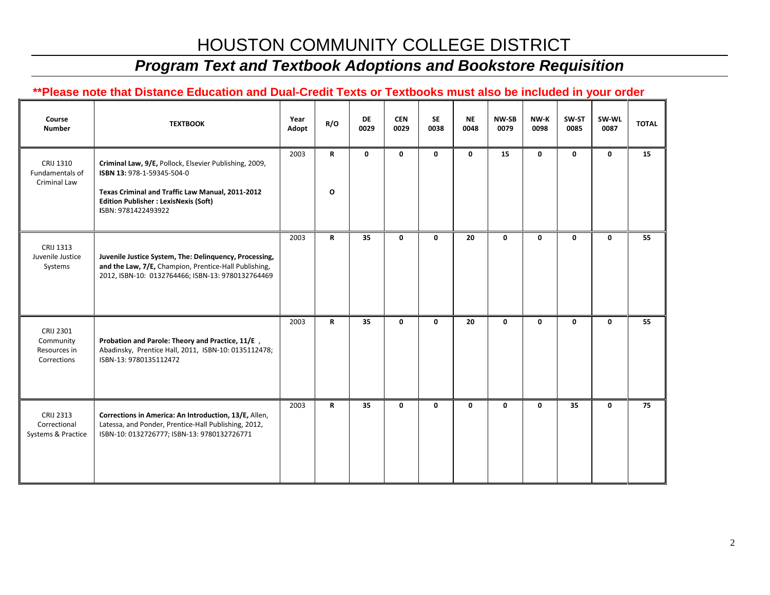# HOUSTON COMMUNITY COLLEGE DISTRICT

## *Program Text and Textbook Adoptions and Bookstore Requisition*

**\*\*Please note that Distance Education and Dual-Credit Texts or Textbooks must also be included in your order**

| Course Number | TEXTBOOK | Year Adopt | R/O | DE 0029 | CEN 0029 | SE 0038 | NE 0048 | NW-SB 0079 | NW-K 0098 | SW-ST 0085 | SW-WL 0087 | TOTAL |
|---|---|---|---|---|---|---|---|---|---|---|---|---|
| CRIJ 1310 Fundamentals of Criminal Law | **Criminal Law, 9/E,** Pollock, Elsevier Publishing, 2009, **ISBN 13:** 978-1-59345-504-0<br><br>**Texas Criminal and Traffic Law Manual, 2011-2012 Edition Publisher : LexisNexis (Soft)** ISBN: 9781422493922 | 2003 | **R**<br><br>**O** | **0** | **0** | **0** | **0** | **15** | **0** | **0** | **0** | **15** |
| CRIJ 1313 Juvenile Justice Systems | **Juvenile Justice System, The: Delinquency, Processing, and the Law, 7/E,** Champion, Prentice-Hall Publishing, 2012, ISBN-10: 0132764466; ISBN-13: 9780132764469 | 2003 | **R** | **35** | **0** | **0** | **20** | **0** | **0** | **0** | **0** | **55** |
| CRIJ 2301 Community Resources in Corrections | **Probation and Parole: Theory and Practice, 11/E** , Abadinsky, Prentice Hall, 2011, ISBN-10: 0135112478; ISBN-13: 9780135112472 | 2003 | **R** | **35** | **0** | **0** | **20** | **0** | **0** | **0** | **0** | **55** |
| CRIJ 2313 Correctional Systems & Practice | **Corrections in America: An Introduction, 13/E,** Allen, Latessa, and Ponder, Prentice-Hall Publishing, 2012, ISBN-10: 0132726777; ISBN-13: 9780132726771 | 2003 | **R** | **35** | **0** | **0** | **0** | **0** | **0** | **35** | **0** | **75** |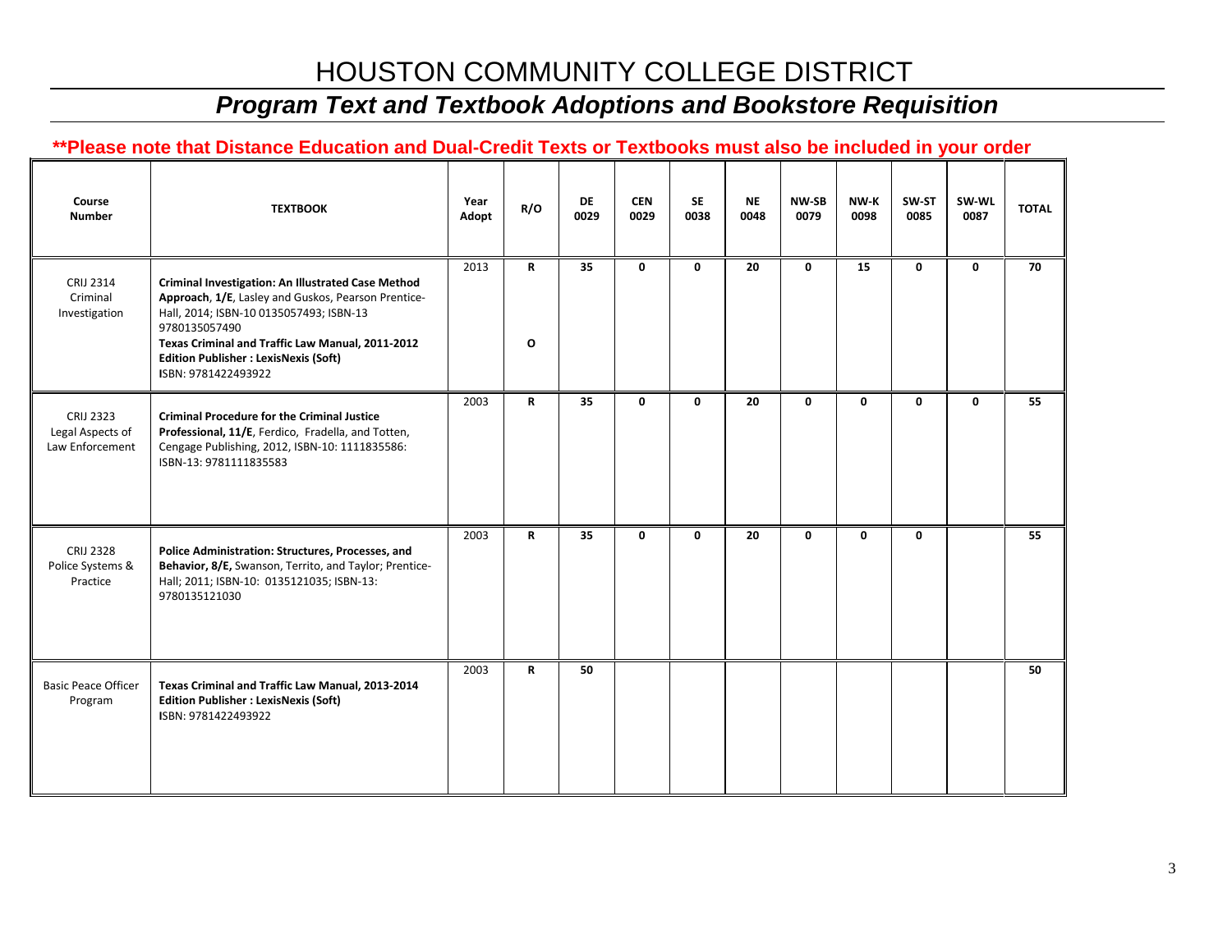# HOUSTON COMMUNITY COLLEGE DISTRICT

## *Program Text and Textbook Adoptions and Bookstore Requisition*

**\*\*Please note that Distance Education and Dual-Credit Texts or Textbooks must also be included in your order**

| Course Number | TEXTBOOK | Year Adopt | R/O | DE 0029 | CEN 0029 | SE 0038 | NE 0048 | NW-SB 0079 | NW-K 0098 | SW-ST 0085 | SW-WL 0087 | TOTAL |
|---|---|---|---|---|---|---|---|---|---|---|---|---|
| CRIJ 2314 Criminal Investigation | **Criminal Investigation: An Illustrated Case Method Approach, 1/E**, Lasley and Guskos, Pearson Prentice-Hall, 2014; ISBN-10 0135057493; ISBN-13 9780135057490<br>**Texas Criminal and Traffic Law Manual, 2011-2012 Edition Publisher : LexisNexis (Soft)** ISBN: 9781422493922 | 2013 | **R**<br><br>**O** | **35** | **0** | **0** | **20** | **0** | **15** | **0** | **0** | **70** |
| CRIJ 2323 Legal Aspects of Law Enforcement | **Criminal Procedure for the Criminal Justice Professional, 11/E**, Ferdico, Fradella, and Totten, Cengage Publishing, 2012, ISBN-10: 1111835586: ISBN-13: 9781111835583 | 2003 | **R** | **35** | **0** | **0** | **20** | **0** | **0** | **0** | **0** | **55** |
| CRIJ 2328 Police Systems & Practice | **Police Administration: Structures, Processes, and Behavior, 8/E,** Swanson, Territo, and Taylor; Prentice-Hall; 2011; ISBN-10: 0135121035; ISBN-13: 9780135121030 | 2003 | **R** | **35** | **0** | **0** | **20** | **0** | **0** | **0** | | **55** |
| Basic Peace Officer Program | **Texas Criminal and Traffic Law Manual, 2013-2014 Edition Publisher : LexisNexis (Soft)** ISBN: 9781422493922 | 2003 | **R** | **50** | | | | | | | | **50** |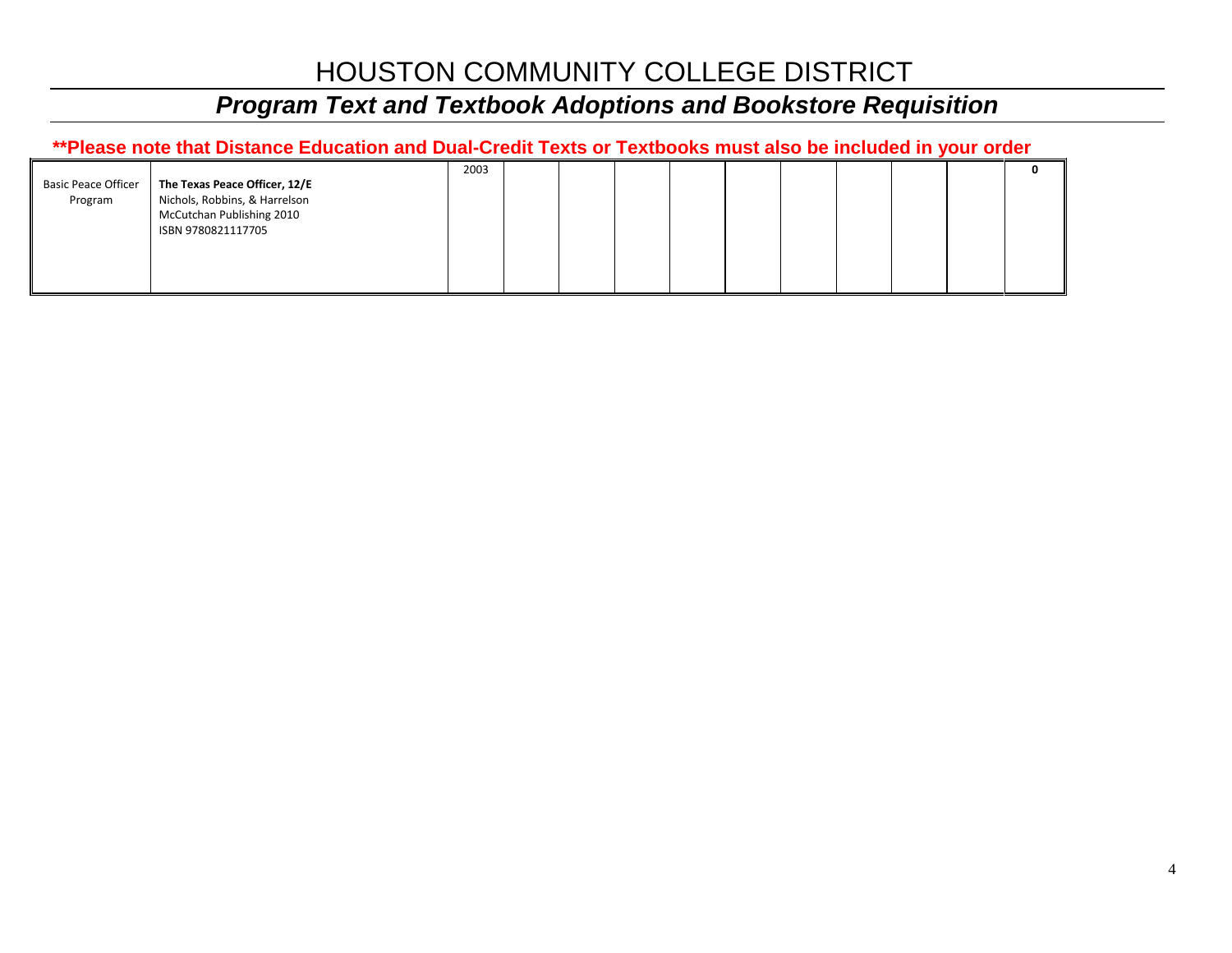# HOUSTON COMMUNITY COLLEGE DISTRICT

## *Program Text and Textbook Adoptions and Bookstore Requisition*

**\*\*Please note that Distance Education and Dual-Credit Texts or Textbooks must also be included in your order**

| | | | | | | | | | | | | |
|---|---|---|---|---|---|---|---|---|---|---|---|---|
| Basic Peace Officer Program | **The Texas Peace Officer, 12/E** Nichols, Robbins, & Harrelson McCutchan Publishing 2010 ISBN 9780821117705 | 2003 | | | | | | | | | | **0** |